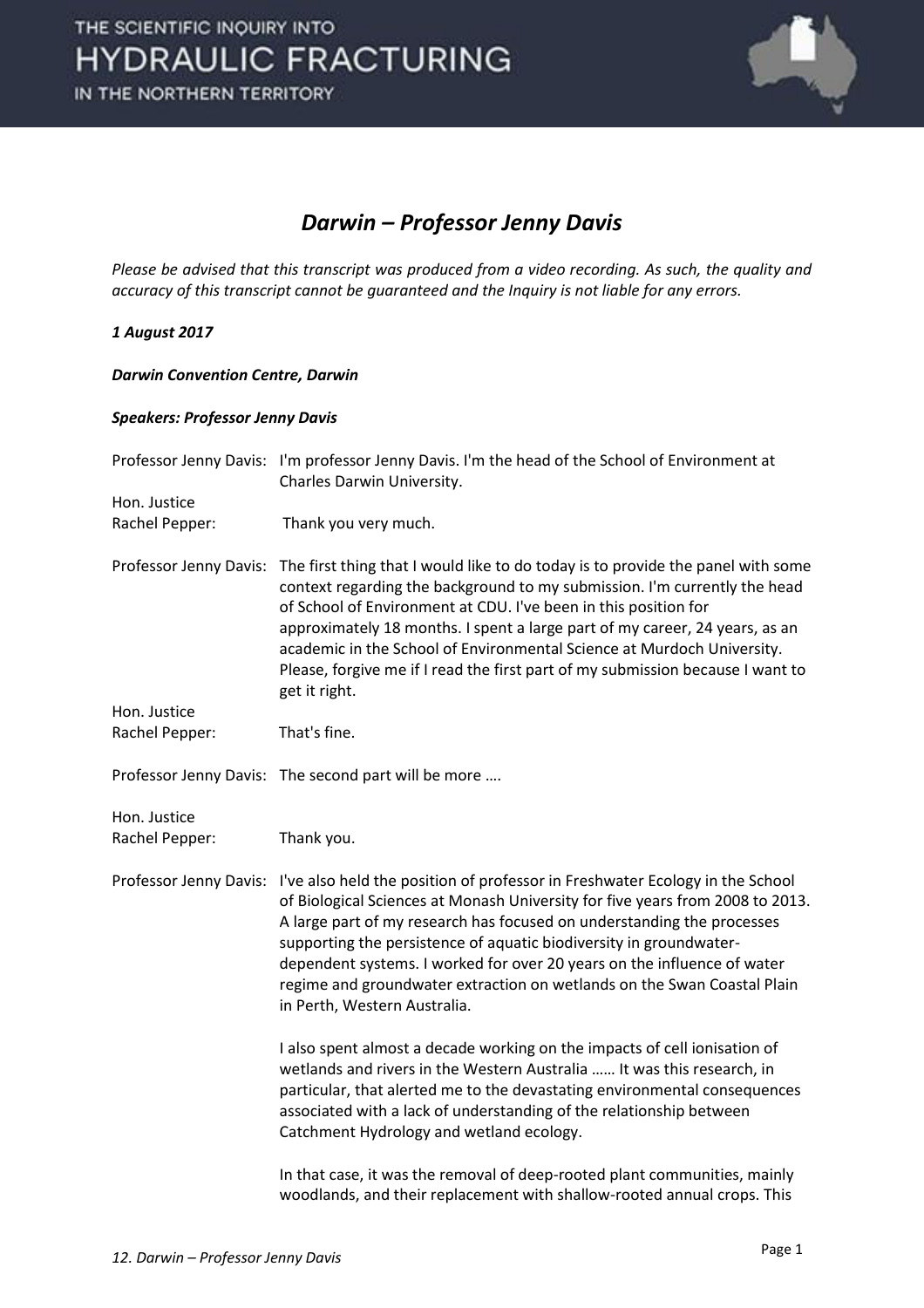# Darwin – Professor Jenny Davis

*Please be advised that this transcript was produced from a video recording. As such, the quality and accuracy of this transcript cannot be guaranteed and the Inquiry is not liable for any errors.*

***1 August 2017***

***Darwin Convention Centre, Darwin***

***Speakers: Professor Jenny Davis***

Professor Jenny Davis: I'm professor Jenny Davis. I'm the head of the School of Environment at Charles Darwin University.

Hon. Justice Rachel Pepper: Thank you very much.

Professor Jenny Davis: The first thing that I would like to do today is to provide the panel with some context regarding the background to my submission. I'm currently the head of School of Environment at CDU. I've been in this position for approximately 18 months. I spent a large part of my career, 24 years, as an academic in the School of Environmental Science at Murdoch University. Please, forgive me if I read the first part of my submission because I want to get it right.

Hon. Justice Rachel Pepper: That's fine.

Professor Jenny Davis: The second part will be more ….

Hon. Justice Rachel Pepper: Thank you.

Professor Jenny Davis: I've also held the position of professor in Freshwater Ecology in the School of Biological Sciences at Monash University for five years from 2008 to 2013. A large part of my research has focused on understanding the processes supporting the persistence of aquatic biodiversity in groundwater-dependent systems. I worked for over 20 years on the influence of water regime and groundwater extraction on wetlands on the Swan Coastal Plain in Perth, Western Australia.

I also spent almost a decade working on the impacts of cell ionisation of wetlands and rivers in the Western Australia …… It was this research, in particular, that alerted me to the devastating environmental consequences associated with a lack of understanding of the relationship between Catchment Hydrology and wetland ecology.

In that case, it was the removal of deep-rooted plant communities, mainly woodlands, and their replacement with shallow-rooted annual crops. This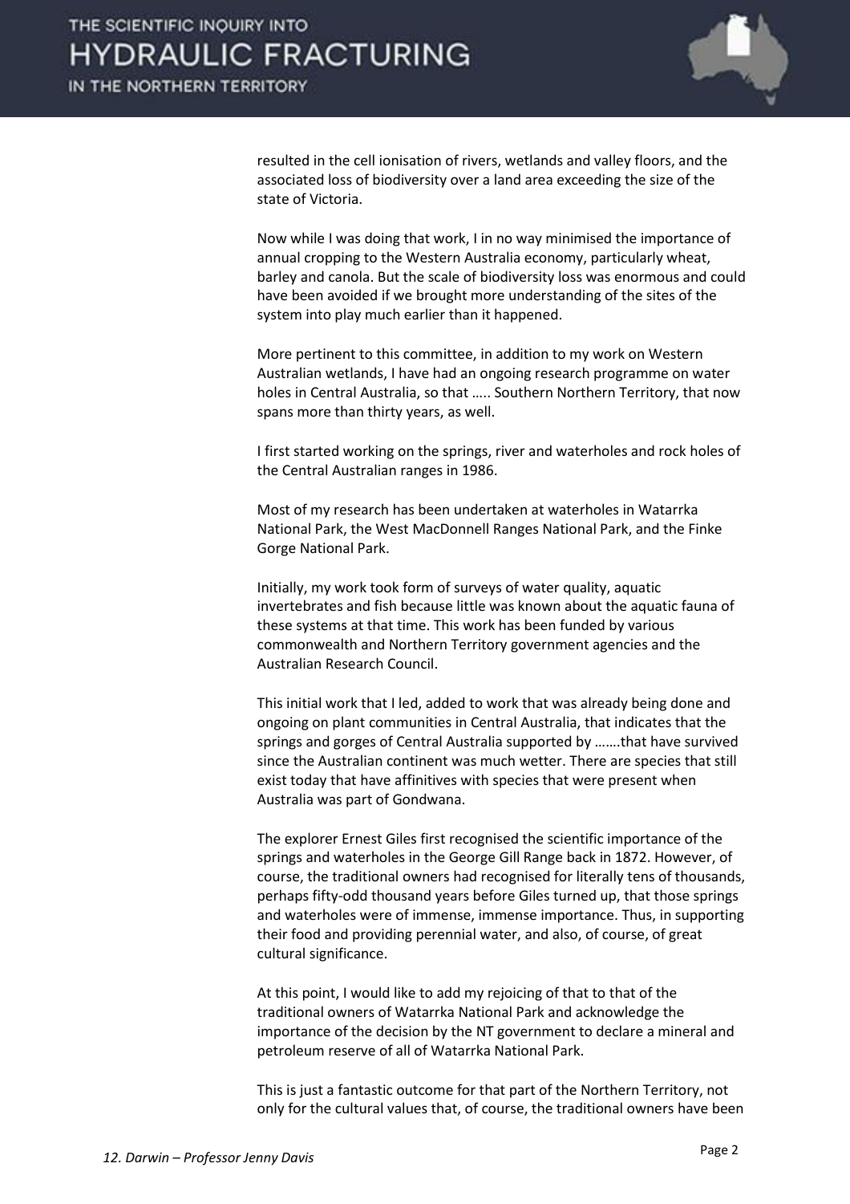resulted in the cell ionisation of rivers, wetlands and valley floors, and the associated loss of biodiversity over a land area exceeding the size of the state of Victoria.

Now while I was doing that work, I in no way minimised the importance of annual cropping to the Western Australia economy, particularly wheat, barley and canola. But the scale of biodiversity loss was enormous and could have been avoided if we brought more understanding of the sites of the system into play much earlier than it happened.

More pertinent to this committee, in addition to my work on Western Australian wetlands, I have had an ongoing research programme on water holes in Central Australia, so that ….. Southern Northern Territory, that now spans more than thirty years, as well.

I first started working on the springs, river and waterholes and rock holes of the Central Australian ranges in 1986.

Most of my research has been undertaken at waterholes in Watarrka National Park, the West MacDonnell Ranges National Park, and the Finke Gorge National Park.

Initially, my work took form of surveys of water quality, aquatic invertebrates and fish because little was known about the aquatic fauna of these systems at that time. This work has been funded by various commonwealth and Northern Territory government agencies and the Australian Research Council.

This initial work that I led, added to work that was already being done and ongoing on plant communities in Central Australia, that indicates that the springs and gorges of Central Australia supported by …….that have survived since the Australian continent was much wetter. There are species that still exist today that have affinitives with species that were present when Australia was part of Gondwana.

The explorer Ernest Giles first recognised the scientific importance of the springs and waterholes in the George Gill Range back in 1872. However, of course, the traditional owners had recognised for literally tens of thousands, perhaps fifty-odd thousand years before Giles turned up, that those springs and waterholes were of immense, immense importance. Thus, in supporting their food and providing perennial water, and also, of course, of great cultural significance.

At this point, I would like to add my rejoicing of that to that of the traditional owners of Watarrka National Park and acknowledge the importance of the decision by the NT government to declare a mineral and petroleum reserve of all of Watarrka National Park.

This is just a fantastic outcome for that part of the Northern Territory, not only for the cultural values that, of course, the traditional owners have been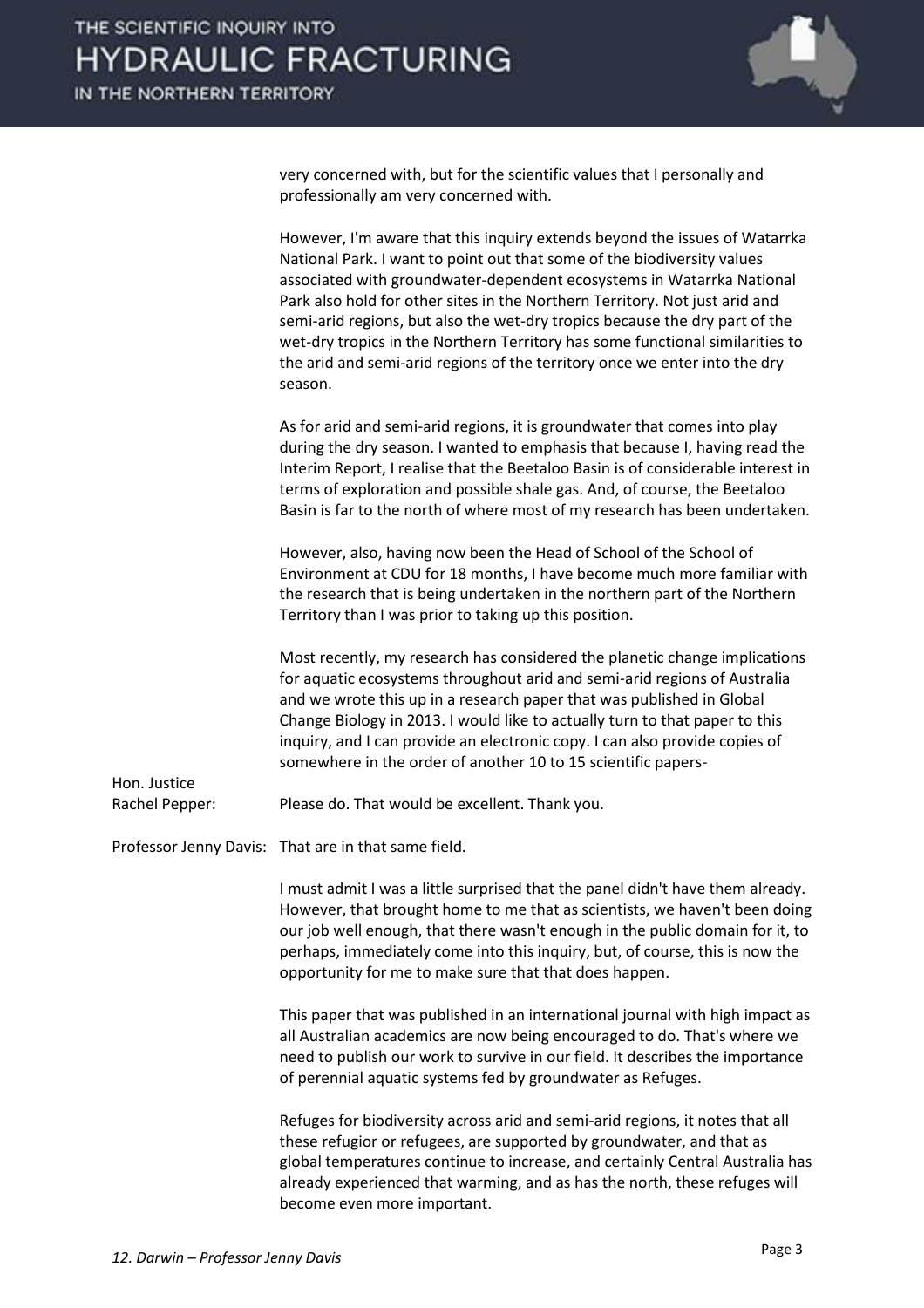very concerned with, but for the scientific values that I personally and professionally am very concerned with.

However, I'm aware that this inquiry extends beyond the issues of Watarrka National Park. I want to point out that some of the biodiversity values associated with groundwater-dependent ecosystems in Watarrka National Park also hold for other sites in the Northern Territory. Not just arid and semi-arid regions, but also the wet-dry tropics because the dry part of the wet-dry tropics in the Northern Territory has some functional similarities to the arid and semi-arid regions of the territory once we enter into the dry season.

As for arid and semi-arid regions, it is groundwater that comes into play during the dry season. I wanted to emphasis that because I, having read the Interim Report, I realise that the Beetaloo Basin is of considerable interest in terms of exploration and possible shale gas. And, of course, the Beetaloo Basin is far to the north of where most of my research has been undertaken.

However, also, having now been the Head of School of the School of Environment at CDU for 18 months, I have become much more familiar with the research that is being undertaken in the northern part of the Northern Territory than I was prior to taking up this position.

Most recently, my research has considered the planetic change implications for aquatic ecosystems throughout arid and semi-arid regions of Australia and we wrote this up in a research paper that was published in Global Change Biology in 2013. I would like to actually turn to that paper to this inquiry, and I can provide an electronic copy. I can also provide copies of somewhere in the order of another 10 to 15 scientific papers-

Hon. Justice Rachel Pepper: Please do. That would be excellent. Thank you.

Professor Jenny Davis: That are in that same field.

I must admit I was a little surprised that the panel didn't have them already. However, that brought home to me that as scientists, we haven't been doing our job well enough, that there wasn't enough in the public domain for it, to perhaps, immediately come into this inquiry, but, of course, this is now the opportunity for me to make sure that that does happen.

This paper that was published in an international journal with high impact as all Australian academics are now being encouraged to do. That's where we need to publish our work to survive in our field. It describes the importance of perennial aquatic systems fed by groundwater as Refuges.

Refuges for biodiversity across arid and semi-arid regions, it notes that all these refugior or refugees, are supported by groundwater, and that as global temperatures continue to increase, and certainly Central Australia has already experienced that warming, and as has the north, these refuges will become even more important.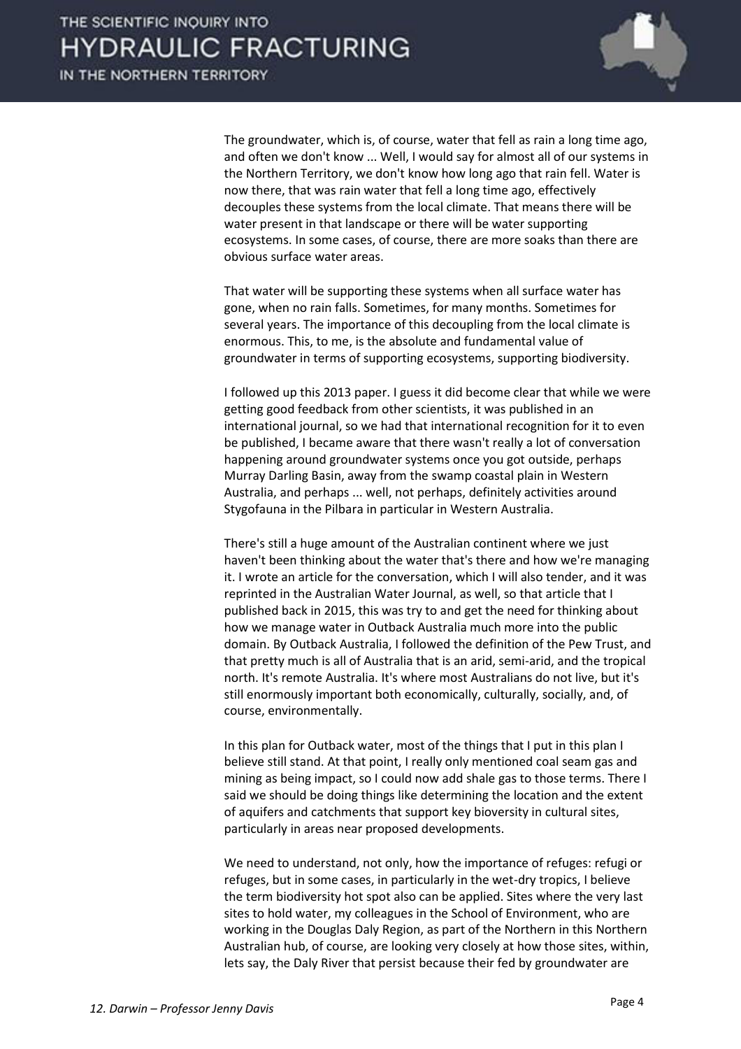The groundwater, which is, of course, water that fell as rain a long time ago, and often we don't know ... Well, I would say for almost all of our systems in the Northern Territory, we don't know how long ago that rain fell. Water is now there, that was rain water that fell a long time ago, effectively decouples these systems from the local climate. That means there will be water present in that landscape or there will be water supporting ecosystems. In some cases, of course, there are more soaks than there are obvious surface water areas.

That water will be supporting these systems when all surface water has gone, when no rain falls. Sometimes, for many months. Sometimes for several years. The importance of this decoupling from the local climate is enormous. This, to me, is the absolute and fundamental value of groundwater in terms of supporting ecosystems, supporting biodiversity.

I followed up this 2013 paper. I guess it did become clear that while we were getting good feedback from other scientists, it was published in an international journal, so we had that international recognition for it to even be published, I became aware that there wasn't really a lot of conversation happening around groundwater systems once you got outside, perhaps Murray Darling Basin, away from the swamp coastal plain in Western Australia, and perhaps ... well, not perhaps, definitely activities around Stygofauna in the Pilbara in particular in Western Australia.

There's still a huge amount of the Australian continent where we just haven't been thinking about the water that's there and how we're managing it. I wrote an article for the conversation, which I will also tender, and it was reprinted in the Australian Water Journal, as well, so that article that I published back in 2015, this was try to and get the need for thinking about how we manage water in Outback Australia much more into the public domain. By Outback Australia, I followed the definition of the Pew Trust, and that pretty much is all of Australia that is an arid, semi-arid, and the tropical north. It's remote Australia. It's where most Australians do not live, but it's still enormously important both economically, culturally, socially, and, of course, environmentally.

In this plan for Outback water, most of the things that I put in this plan I believe still stand. At that point, I really only mentioned coal seam gas and mining as being impact, so I could now add shale gas to those terms. There I said we should be doing things like determining the location and the extent of aquifers and catchments that support key bioversity in cultural sites, particularly in areas near proposed developments.

We need to understand, not only, how the importance of refuges: refugi or refuges, but in some cases, in particularly in the wet-dry tropics, I believe the term biodiversity hot spot also can be applied. Sites where the very last sites to hold water, my colleagues in the School of Environment, who are working in the Douglas Daly Region, as part of the Northern in this Northern Australian hub, of course, are looking very closely at how those sites, within, lets say, the Daly River that persist because their fed by groundwater are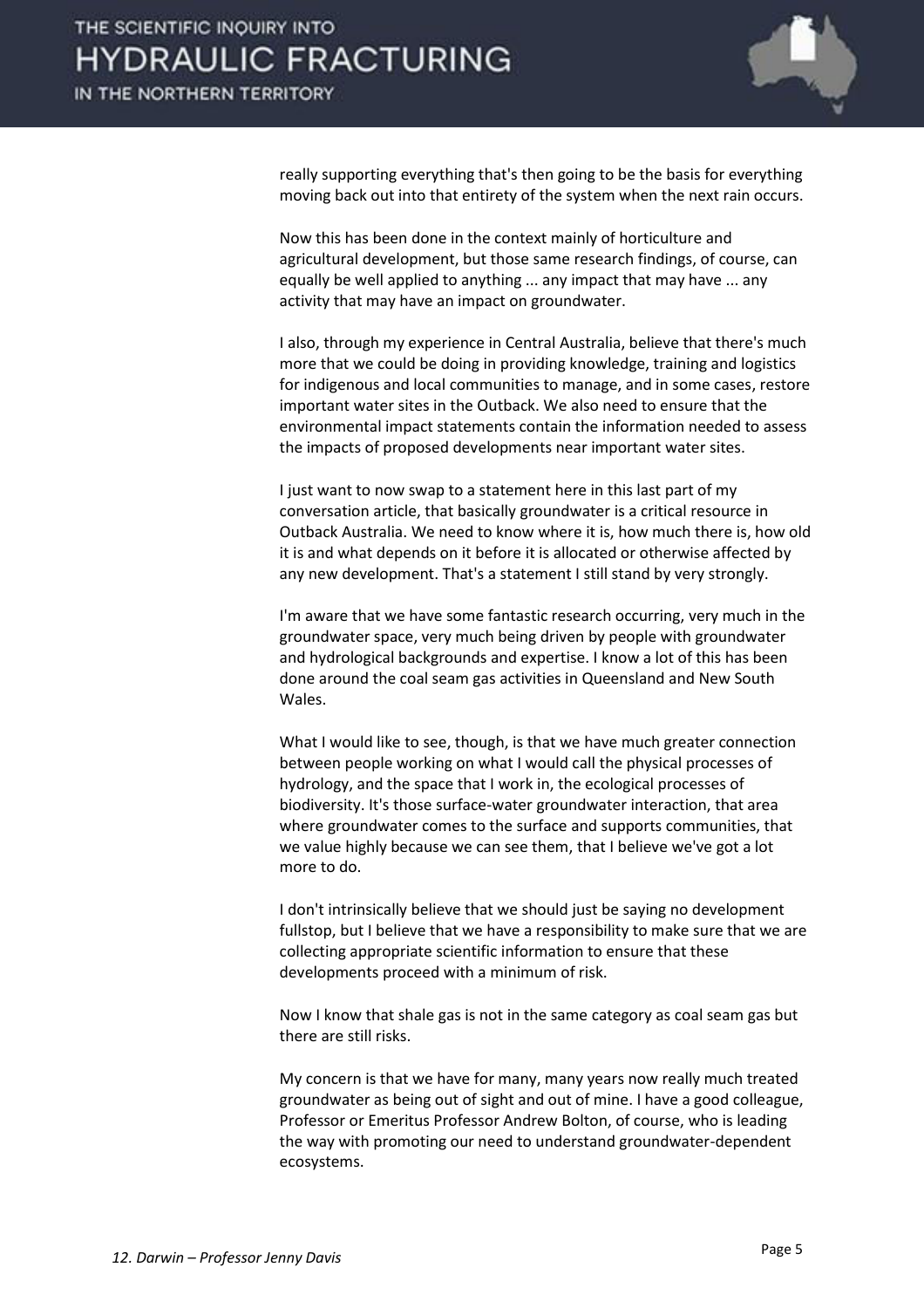really supporting everything that's then going to be the basis for everything moving back out into that entirety of the system when the next rain occurs.

Now this has been done in the context mainly of horticulture and agricultural development, but those same research findings, of course, can equally be well applied to anything ... any impact that may have ... any activity that may have an impact on groundwater.

I also, through my experience in Central Australia, believe that there's much more that we could be doing in providing knowledge, training and logistics for indigenous and local communities to manage, and in some cases, restore important water sites in the Outback. We also need to ensure that the environmental impact statements contain the information needed to assess the impacts of proposed developments near important water sites.

I just want to now swap to a statement here in this last part of my conversation article, that basically groundwater is a critical resource in Outback Australia. We need to know where it is, how much there is, how old it is and what depends on it before it is allocated or otherwise affected by any new development. That's a statement I still stand by very strongly.

I'm aware that we have some fantastic research occurring, very much in the groundwater space, very much being driven by people with groundwater and hydrological backgrounds and expertise. I know a lot of this has been done around the coal seam gas activities in Queensland and New South Wales.

What I would like to see, though, is that we have much greater connection between people working on what I would call the physical processes of hydrology, and the space that I work in, the ecological processes of biodiversity. It's those surface-water groundwater interaction, that area where groundwater comes to the surface and supports communities, that we value highly because we can see them, that I believe we've got a lot more to do.

I don't intrinsically believe that we should just be saying no development fullstop, but I believe that we have a responsibility to make sure that we are collecting appropriate scientific information to ensure that these developments proceed with a minimum of risk.

Now I know that shale gas is not in the same category as coal seam gas but there are still risks.

My concern is that we have for many, many years now really much treated groundwater as being out of sight and out of mine. I have a good colleague, Professor or Emeritus Professor Andrew Bolton, of course, who is leading the way with promoting our need to understand groundwater-dependent ecosystems.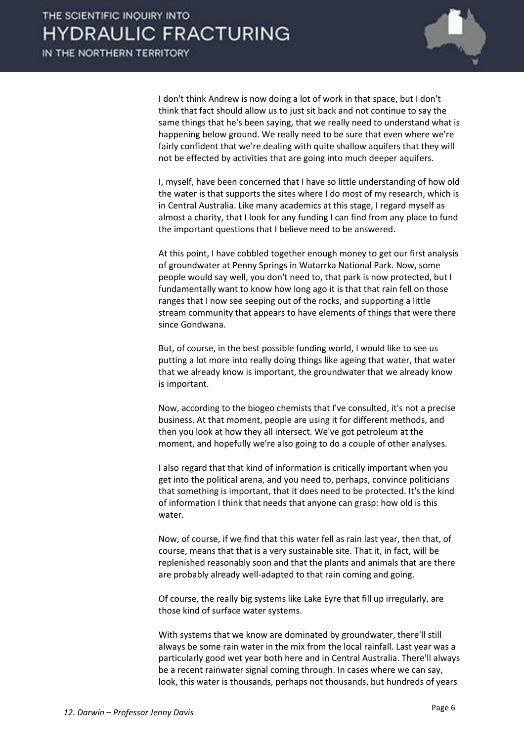I don't think Andrew is now doing a lot of work in that space, but I don't think that fact should allow us to just sit back and not continue to say the same things that he's been saying, that we really need to understand what is happening below ground. We really need to be sure that even where we're fairly confident that we're dealing with quite shallow aquifers that they will not be effected by activities that are going into much deeper aquifers.

I, myself, have been concerned that I have so little understanding of how old the water is that supports the sites where I do most of my research, which is in Central Australia. Like many academics at this stage, I regard myself as almost a charity, that I look for any funding I can find from any place to fund the important questions that I believe need to be answered.

At this point, I have cobbled together enough money to get our first analysis of groundwater at Penny Springs in Watarrka National Park. Now, some people would say well, you don't need to, that park is now protected, but I fundamentally want to know how long ago it is that that rain fell on those ranges that I now see seeping out of the rocks, and supporting a little stream community that appears to have elements of things that were there since Gondwana.

But, of course, in the best possible funding world, I would like to see us putting a lot more into really doing things like ageing that water, that water that we already know is important, the groundwater that we already know is important.

Now, according to the biogeo chemists that I've consulted, it's not a precise business. At that moment, people are using it for different methods, and then you look at how they all intersect. We've got petroleum at the moment, and hopefully we're also going to do a couple of other analyses.

I also regard that that kind of information is critically important when you get into the political arena, and you need to, perhaps, convince politicians that something is important, that it does need to be protected. It's the kind of information I think that needs that anyone can grasp: how old is this water.

Now, of course, if we find that this water fell as rain last year, then that, of course, means that that is a very sustainable site. That it, in fact, will be replenished reasonably soon and that the plants and animals that are there are probably already well-adapted to that rain coming and going.

Of course, the really big systems like Lake Eyre that fill up irregularly, are those kind of surface water systems.

With systems that we know are dominated by groundwater, there'll still always be some rain water in the mix from the local rainfall. Last year was a particularly good wet year both here and in Central Australia. There'll always be a recent rainwater signal coming through. In cases where we can say, look, this water is thousands, perhaps not thousands, but hundreds of years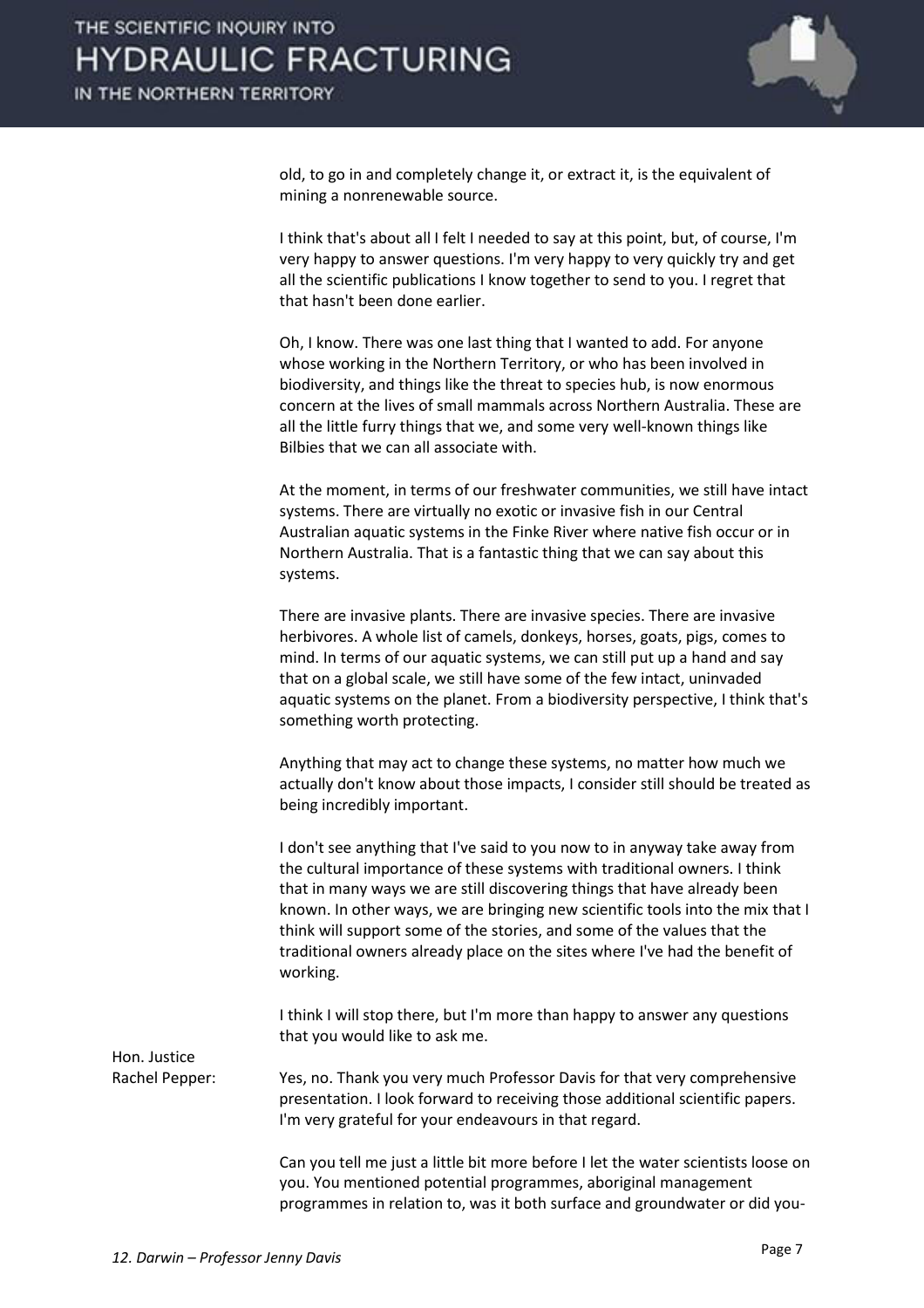old, to go in and completely change it, or extract it, is the equivalent of mining a nonrenewable source.

I think that's about all I felt I needed to say at this point, but, of course, I'm very happy to answer questions. I'm very happy to very quickly try and get all the scientific publications I know together to send to you. I regret that that hasn't been done earlier.

Oh, I know. There was one last thing that I wanted to add. For anyone whose working in the Northern Territory, or who has been involved in biodiversity, and things like the threat to species hub, is now enormous concern at the lives of small mammals across Northern Australia. These are all the little furry things that we, and some very well-known things like Bilbies that we can all associate with.

At the moment, in terms of our freshwater communities, we still have intact systems. There are virtually no exotic or invasive fish in our Central Australian aquatic systems in the Finke River where native fish occur or in Northern Australia. That is a fantastic thing that we can say about this systems.

There are invasive plants. There are invasive species. There are invasive herbivores. A whole list of camels, donkeys, horses, goats, pigs, comes to mind. In terms of our aquatic systems, we can still put up a hand and say that on a global scale, we still have some of the few intact, uninvaded aquatic systems on the planet. From a biodiversity perspective, I think that's something worth protecting.

Anything that may act to change these systems, no matter how much we actually don't know about those impacts, I consider still should be treated as being incredibly important.

I don't see anything that I've said to you now to in anyway take away from the cultural importance of these systems with traditional owners. I think that in many ways we are still discovering things that have already been known. In other ways, we are bringing new scientific tools into the mix that I think will support some of the stories, and some of the values that the traditional owners already place on the sites where I've had the benefit of working.

I think I will stop there, but I'm more than happy to answer any questions that you would like to ask me.

Hon. Justice Rachel Pepper: Yes, no. Thank you very much Professor Davis for that very comprehensive presentation. I look forward to receiving those additional scientific papers. I'm very grateful for your endeavours in that regard.

Can you tell me just a little bit more before I let the water scientists loose on you. You mentioned potential programmes, aboriginal management programmes in relation to, was it both surface and groundwater or did you-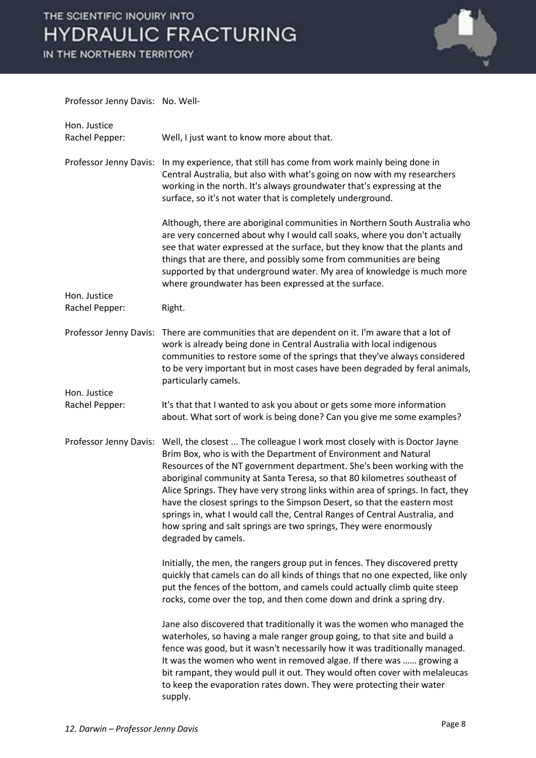Professor Jenny Davis: No. Well-

Hon. Justice Rachel Pepper: Well, I just want to know more about that.

Professor Jenny Davis: In my experience, that still has come from work mainly being done in Central Australia, but also with what's going on now with my researchers working in the north. It's always groundwater that's expressing at the surface, so it's not water that is completely underground.

Although, there are aboriginal communities in Northern South Australia who are very concerned about why I would call soaks, where you don't actually see that water expressed at the surface, but they know that the plants and things that are there, and possibly some from communities are being supported by that underground water. My area of knowledge is much more where groundwater has been expressed at the surface.

Hon. Justice Rachel Pepper: Right.

Professor Jenny Davis: There are communities that are dependent on it. I'm aware that a lot of work is already being done in Central Australia with local indigenous communities to restore some of the springs that they've always considered to be very important but in most cases have been degraded by feral animals, particularly camels.

Hon. Justice Rachel Pepper: It's that that I wanted to ask you about or gets some more information about. What sort of work is being done? Can you give me some examples?

Professor Jenny Davis: Well, the closest ... The colleague I work most closely with is Doctor Jayne Brim Box, who is with the Department of Environment and Natural Resources of the NT government department. She's been working with the aboriginal community at Santa Teresa, so that 80 kilometres southeast of Alice Springs. They have very strong links within area of springs. In fact, they have the closest springs to the Simpson Desert, so that the eastern most springs in, what I would call the, Central Ranges of Central Australia, and how spring and salt springs are two springs, They were enormously degraded by camels.

Initially, the men, the rangers group put in fences. They discovered pretty quickly that camels can do all kinds of things that no one expected, like only put the fences of the bottom, and camels could actually climb quite steep rocks, come over the top, and then come down and drink a spring dry.

Jane also discovered that traditionally it was the women who managed the waterholes, so having a male ranger group going, to that site and build a fence was good, but it wasn't necessarily how it was traditionally managed. It was the women who went in removed algae. If there was …… growing a bit rampant, they would pull it out. They would often cover with melaleucas to keep the evaporation rates down. They were protecting their water supply.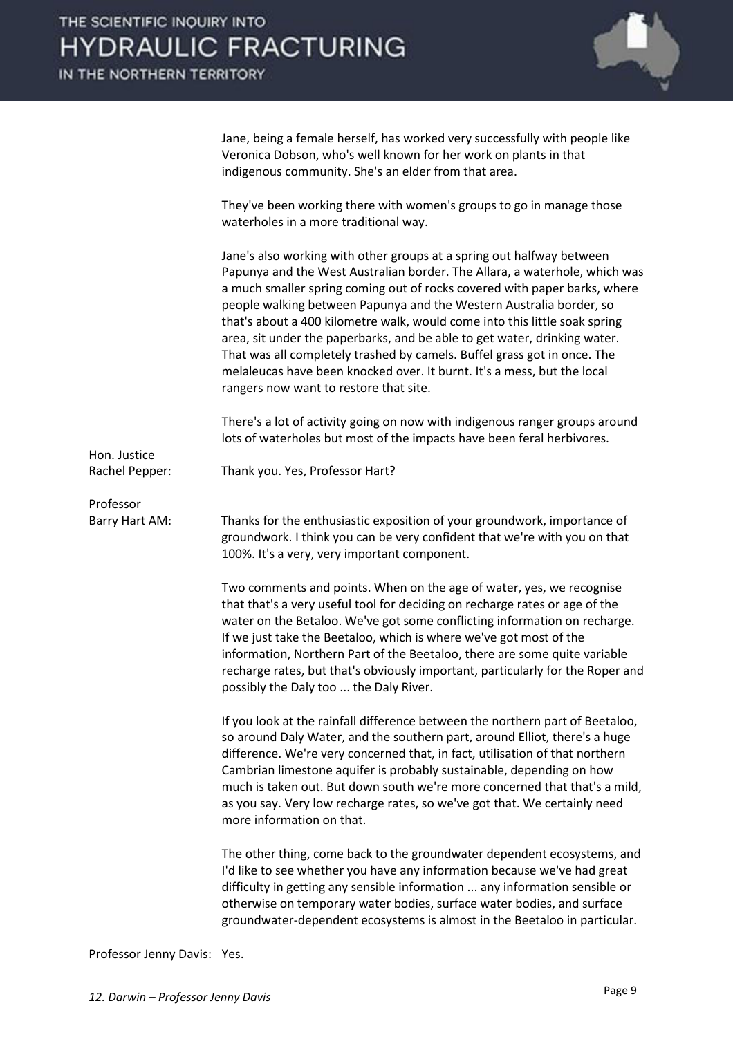Jane, being a female herself, has worked very successfully with people like Veronica Dobson, who's well known for her work on plants in that indigenous community. She's an elder from that area.

They've been working there with women's groups to go in manage those waterholes in a more traditional way.

Jane's also working with other groups at a spring out halfway between Papunya and the West Australian border. The Allara, a waterhole, which was a much smaller spring coming out of rocks covered with paper barks, where people walking between Papunya and the Western Australia border, so that's about a 400 kilometre walk, would come into this little soak spring area, sit under the paperbarks, and be able to get water, drinking water. That was all completely trashed by camels. Buffel grass got in once. The melaleucas have been knocked over. It burnt. It's a mess, but the local rangers now want to restore that site.

There's a lot of activity going on now with indigenous ranger groups around lots of waterholes but most of the impacts have been feral herbivores.

**Hon. Justice Rachel Pepper:** Thank you. Yes, Professor Hart?

**Professor Barry Hart AM:** Thanks for the enthusiastic exposition of your groundwork, importance of groundwork. I think you can be very confident that we're with you on that 100%. It's a very, very important component.

Two comments and points. When on the age of water, yes, we recognise that that's a very useful tool for deciding on recharge rates or age of the water on the Betaloo. We've got some conflicting information on recharge. If we just take the Beetaloo, which is where we've got most of the information, Northern Part of the Beetaloo, there are some quite variable recharge rates, but that's obviously important, particularly for the Roper and possibly the Daly too ... the Daly River.

If you look at the rainfall difference between the northern part of Beetaloo, so around Daly Water, and the southern part, around Elliot, there's a huge difference. We're very concerned that, in fact, utilisation of that northern Cambrian limestone aquifer is probably sustainable, depending on how much is taken out. But down south we're more concerned that that's a mild, as you say. Very low recharge rates, so we've got that. We certainly need more information on that.

The other thing, come back to the groundwater dependent ecosystems, and I'd like to see whether you have any information because we've had great difficulty in getting any sensible information ... any information sensible or otherwise on temporary water bodies, surface water bodies, and surface groundwater-dependent ecosystems is almost in the Beetaloo in particular.

**Professor Jenny Davis:** Yes.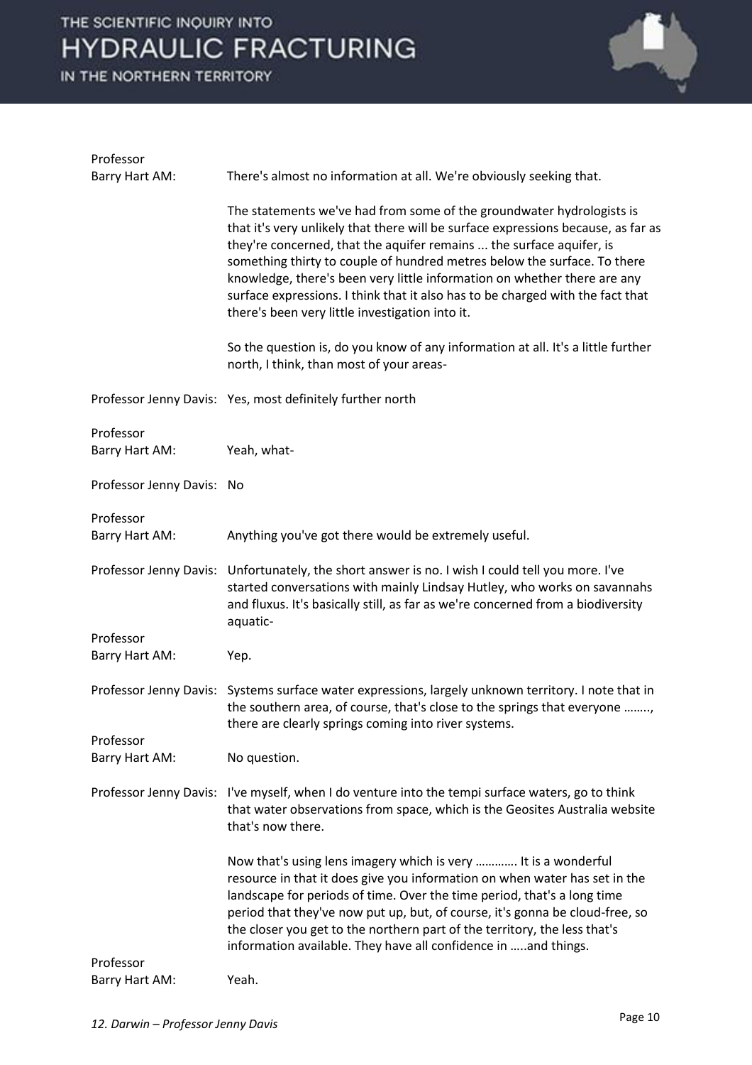**Professor Barry Hart AM:** There's almost no information at all. We're obviously seeking that.

The statements we've had from some of the groundwater hydrologists is that it's very unlikely that there will be surface expressions because, as far as they're concerned, that the aquifer remains ... the surface aquifer, is something thirty to couple of hundred metres below the surface. To there knowledge, there's been very little information on whether there are any surface expressions. I think that it also has to be charged with the fact that there's been very little investigation into it.

So the question is, do you know of any information at all. It's a little further north, I think, than most of your areas-

**Professor Jenny Davis:** Yes, most definitely further north

**Professor Barry Hart AM:** Yeah, what-

**Professor Jenny Davis:** No

**Professor Barry Hart AM:** Anything you've got there would be extremely useful.

**Professor Jenny Davis:** Unfortunately, the short answer is no. I wish I could tell you more. I've started conversations with mainly Lindsay Hutley, who works on savannahs and fluxus. It's basically still, as far as we're concerned from a biodiversity aquatic-

**Professor Barry Hart AM:** Yep.

**Professor Jenny Davis:** Systems surface water expressions, largely unknown territory. I note that in the southern area, of course, that's close to the springs that everyone …….., there are clearly springs coming into river systems.

**Professor Barry Hart AM:** No question.

**Professor Jenny Davis:** I've myself, when I do venture into the tempi surface waters, go to think that water observations from space, which is the Geosites Australia website that's now there.

Now that's using lens imagery which is very …………. It is a wonderful resource in that it does give you information on when water has set in the landscape for periods of time. Over the time period, that's a long time period that they've now put up, but, of course, it's gonna be cloud-free, so the closer you get to the northern part of the territory, the less that's information available. They have all confidence in …..and things.

**Professor Barry Hart AM:** Yeah.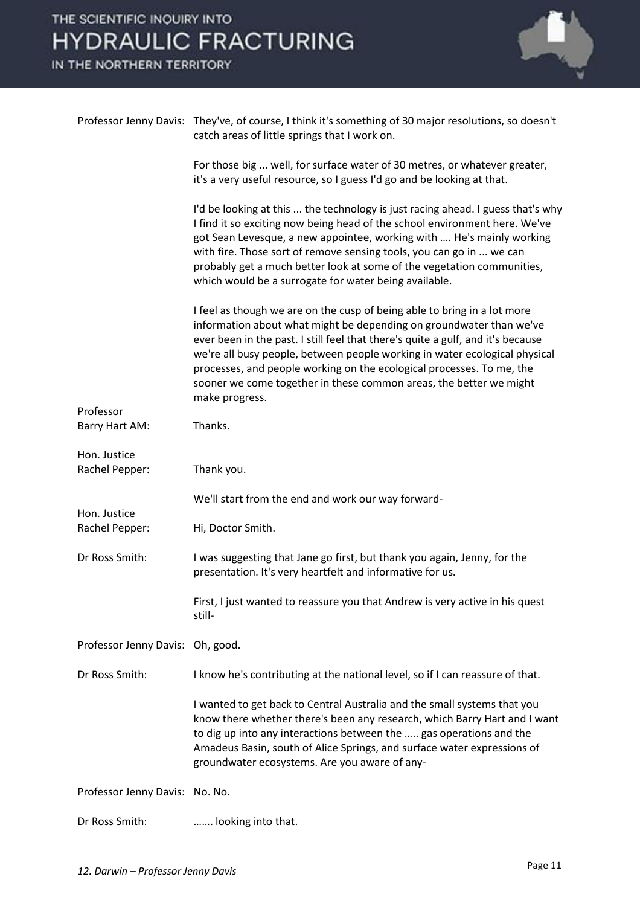Professor Jenny Davis: They've, of course, I think it's something of 30 major resolutions, so doesn't catch areas of little springs that I work on.

For those big ... well, for surface water of 30 metres, or whatever greater, it's a very useful resource, so I guess I'd go and be looking at that.

I'd be looking at this ... the technology is just racing ahead. I guess that's why I find it so exciting now being head of the school environment here. We've got Sean Levesque, a new appointee, working with …. He's mainly working with fire. Those sort of remove sensing tools, you can go in ... we can probably get a much better look at some of the vegetation communities, which would be a surrogate for water being available.

I feel as though we are on the cusp of being able to bring in a lot more information about what might be depending on groundwater than we've ever been in the past. I still feel that there's quite a gulf, and it's because we're all busy people, between people working in water ecological physical processes, and people working on the ecological processes. To me, the sooner we come together in these common areas, the better we might make progress.

Professor Barry Hart AM: Thanks.

Hon. Justice Rachel Pepper: Thank you.

We'll start from the end and work our way forward-

Hon. Justice Rachel Pepper: Hi, Doctor Smith.

Dr Ross Smith: I was suggesting that Jane go first, but thank you again, Jenny, for the presentation. It's very heartfelt and informative for us.

First, I just wanted to reassure you that Andrew is very active in his quest still-

Professor Jenny Davis: Oh, good.

Dr Ross Smith: I know he's contributing at the national level, so if I can reassure of that.

I wanted to get back to Central Australia and the small systems that you know there whether there's been any research, which Barry Hart and I want to dig up into any interactions between the ….. gas operations and the Amadeus Basin, south of Alice Springs, and surface water expressions of groundwater ecosystems. Are you aware of any-

Professor Jenny Davis: No. No.

Dr Ross Smith: ……. looking into that.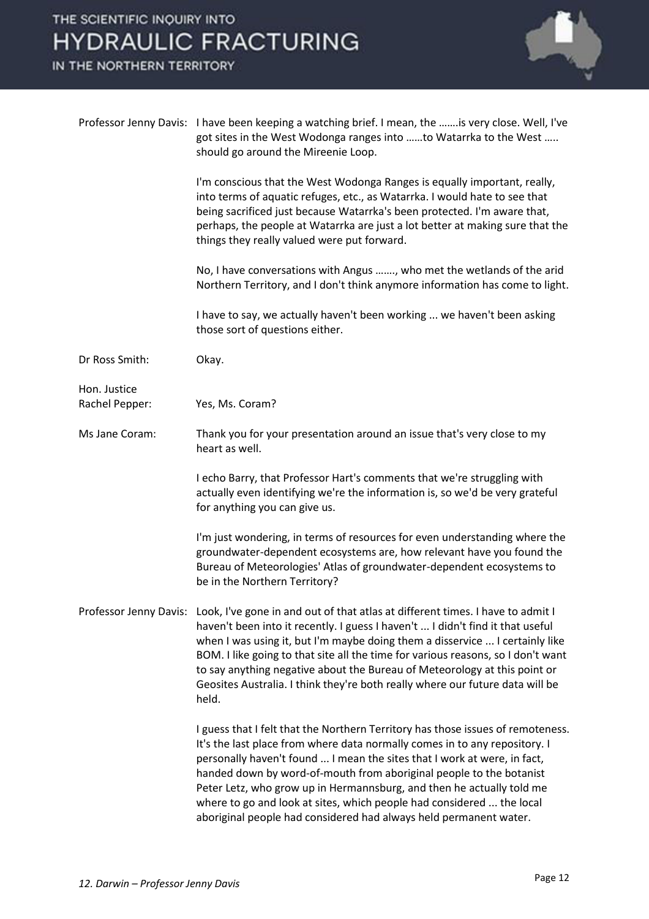Professor Jenny Davis: I have been keeping a watching brief. I mean, the …….is very close. Well, I've got sites in the West Wodonga ranges into ……to Watarrka to the West ….. should go around the Mireenie Loop.

I'm conscious that the West Wodonga Ranges is equally important, really, into terms of aquatic refuges, etc., as Watarrka. I would hate to see that being sacrificed just because Watarrka's been protected. I'm aware that, perhaps, the people at Watarrka are just a lot better at making sure that the things they really valued were put forward.

No, I have conversations with Angus ……., who met the wetlands of the arid Northern Territory, and I don't think anymore information has come to light.

I have to say, we actually haven't been working ... we haven't been asking those sort of questions either.

Dr Ross Smith: Okay.

Hon. Justice Rachel Pepper: Yes, Ms. Coram?

Ms Jane Coram: Thank you for your presentation around an issue that's very close to my heart as well.

I echo Barry, that Professor Hart's comments that we're struggling with actually even identifying we're the information is, so we'd be very grateful for anything you can give us.

I'm just wondering, in terms of resources for even understanding where the groundwater-dependent ecosystems are, how relevant have you found the Bureau of Meteorologies' Atlas of groundwater-dependent ecosystems to be in the Northern Territory?

Professor Jenny Davis: Look, I've gone in and out of that atlas at different times. I have to admit I haven't been into it recently. I guess I haven't ... I didn't find it that useful when I was using it, but I'm maybe doing them a disservice ... I certainly like BOM. I like going to that site all the time for various reasons, so I don't want to say anything negative about the Bureau of Meteorology at this point or Geosites Australia. I think they're both really where our future data will be held.

I guess that I felt that the Northern Territory has those issues of remoteness. It's the last place from where data normally comes in to any repository. I personally haven't found ... I mean the sites that I work at were, in fact, handed down by word-of-mouth from aboriginal people to the botanist Peter Letz, who grow up in Hermannsburg, and then he actually told me where to go and look at sites, which people had considered ... the local aboriginal people had considered had always held permanent water.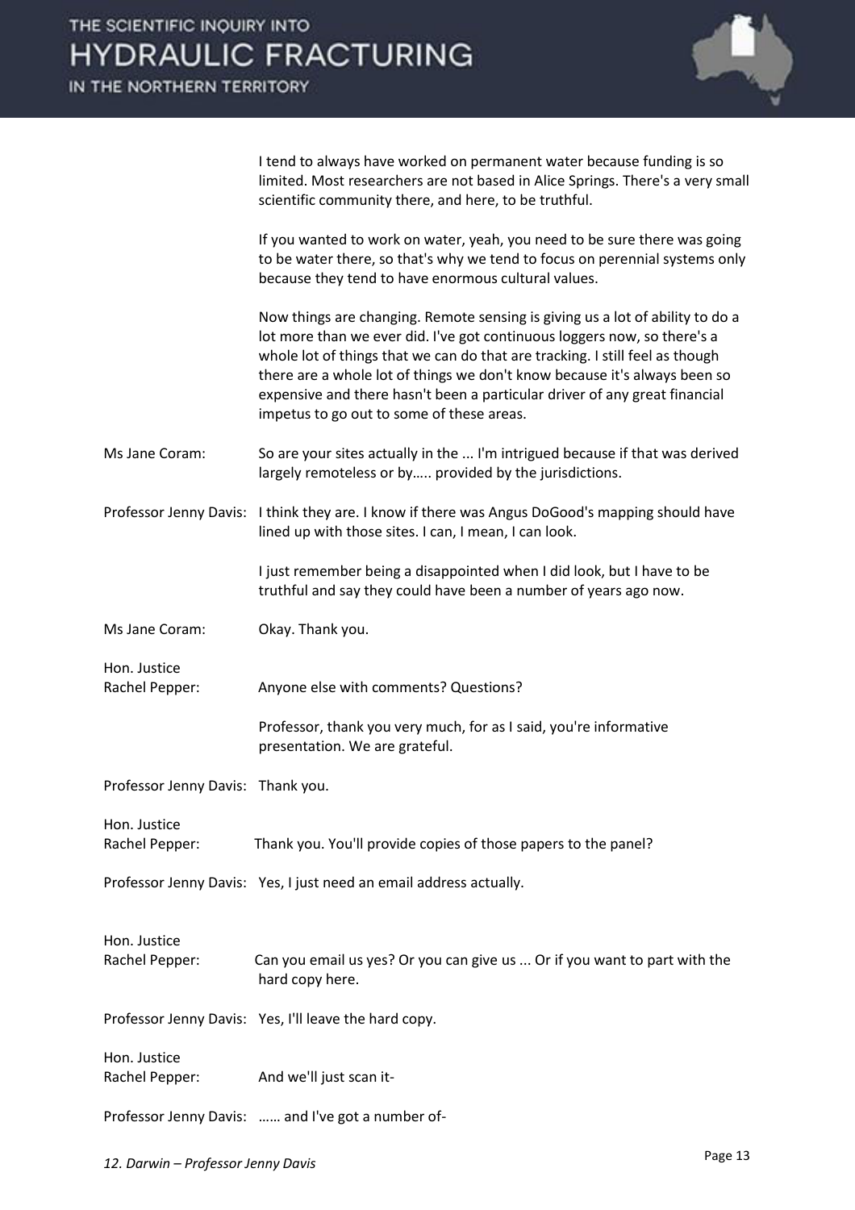I tend to always have worked on permanent water because funding is so limited. Most researchers are not based in Alice Springs. There's a very small scientific community there, and here, to be truthful.

If you wanted to work on water, yeah, you need to be sure there was going to be water there, so that's why we tend to focus on perennial systems only because they tend to have enormous cultural values.

Now things are changing. Remote sensing is giving us a lot of ability to do a lot more than we ever did. I've got continuous loggers now, so there's a whole lot of things that we can do that are tracking. I still feel as though there are a whole lot of things we don't know because it's always been so expensive and there hasn't been a particular driver of any great financial impetus to go out to some of these areas.

| | |
|---|---|
| Ms Jane Coram: | So are your sites actually in the ... I'm intrigued because if that was derived largely remoteless or by….. provided by the jurisdictions. |
| Professor Jenny Davis: | I think they are. I know if there was Angus DoGood's mapping should have lined up with those sites. I can, I mean, I can look. |
| | I just remember being a disappointed when I did look, but I have to be truthful and say they could have been a number of years ago now. |
| Ms Jane Coram: | Okay. Thank you. |
| Hon. Justice Rachel Pepper: | Anyone else with comments? Questions? |
| | Professor, thank you very much, for as I said, you're informative presentation. We are grateful. |
| Professor Jenny Davis: | Thank you. |
| Hon. Justice Rachel Pepper: | Thank you. You'll provide copies of those papers to the panel? |
| Professor Jenny Davis: | Yes, I just need an email address actually. |
| Hon. Justice Rachel Pepper: | Can you email us yes? Or you can give us ... Or if you want to part with the hard copy here. |
| Professor Jenny Davis: | Yes, I'll leave the hard copy. |
| Hon. Justice Rachel Pepper: | And we'll just scan it- |
| Professor Jenny Davis: | …… and I've got a number of- |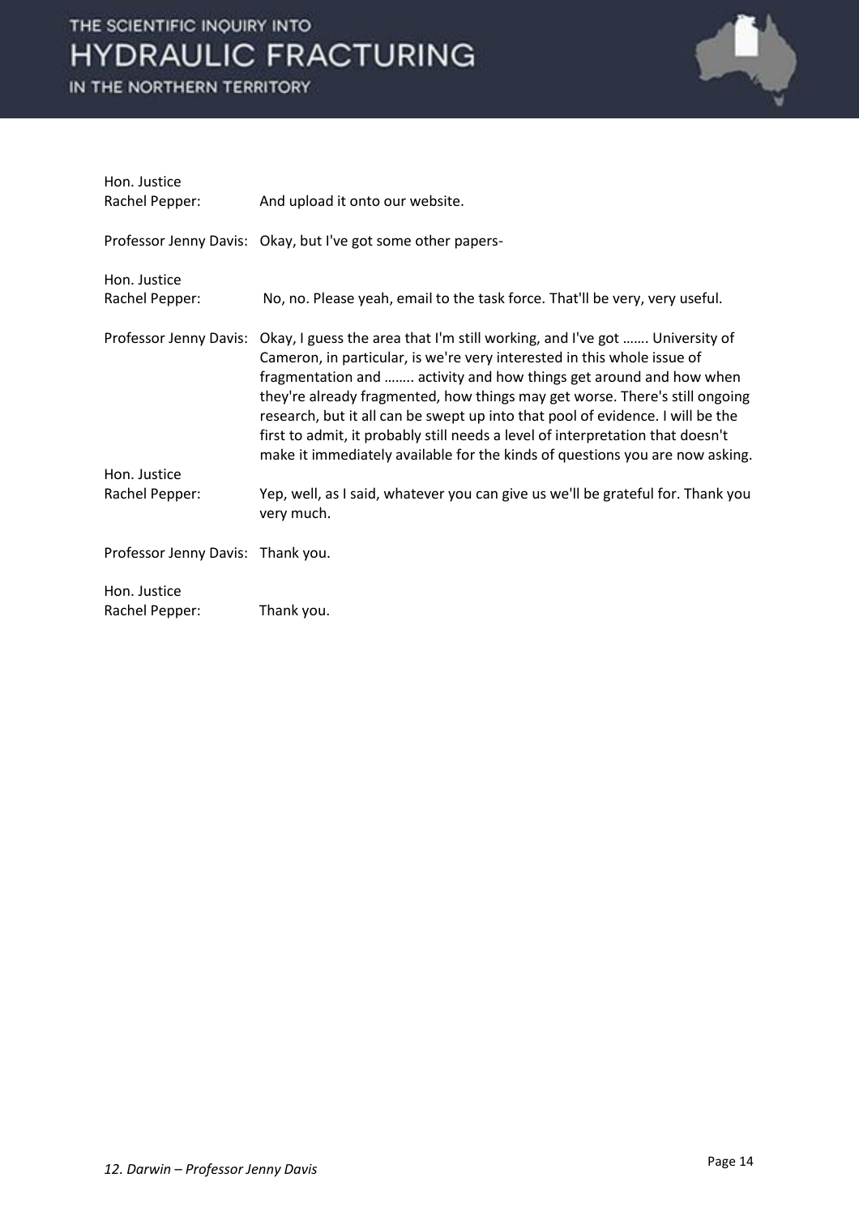**Hon. Justice Rachel Pepper:** And upload it onto our website.

**Professor Jenny Davis:** Okay, but I've got some other papers-

**Hon. Justice Rachel Pepper:** No, no. Please yeah, email to the task force. That'll be very, very useful.

**Professor Jenny Davis:** Okay, I guess the area that I'm still working, and I've got ……. University of Cameron, in particular, is we're very interested in this whole issue of fragmentation and …….. activity and how things get around and how when they're already fragmented, how things may get worse. There's still ongoing research, but it all can be swept up into that pool of evidence. I will be the first to admit, it probably still needs a level of interpretation that doesn't make it immediately available for the kinds of questions you are now asking.

**Hon. Justice Rachel Pepper:** Yep, well, as I said, whatever you can give us we'll be grateful for. Thank you very much.

**Professor Jenny Davis:** Thank you.

**Hon. Justice Rachel Pepper:** Thank you.